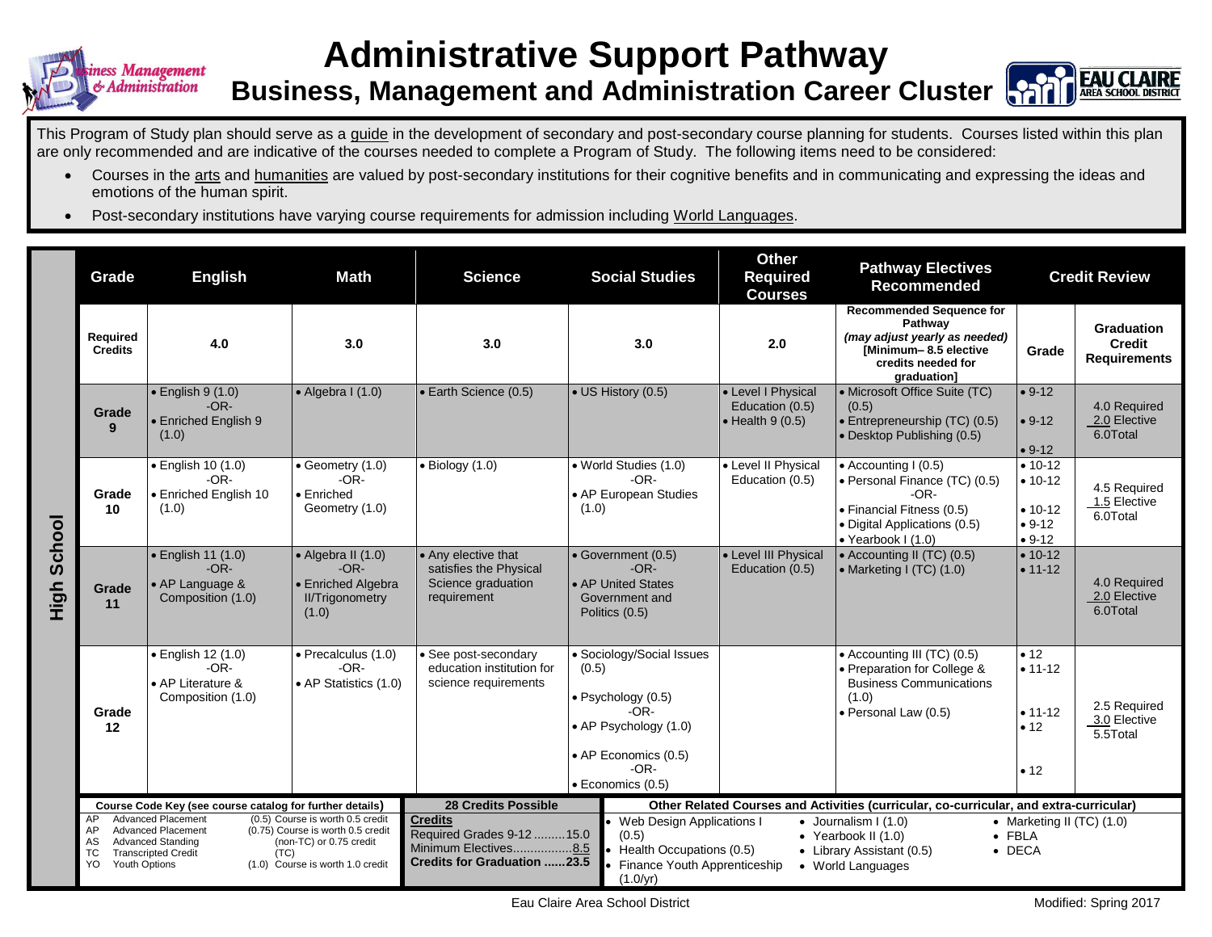# Administrative Support Pathway

## Business, Management and Administration Career Cluster

This Program of Study plan should serve as a guide in the development of secondary and post-secondary course planning for students. Courses listed within this plan are only recommended and are indicative of the courses needed to complete a Program of Study. The following items need to be considered:

- Courses in the arts and humanities are valued by post-secondary institutions for their cognitive benefits and in communicating and expressing the ideas and emotions of the human spirit.
- Post-secondary institutions have varying course requirements for admission including World Languages.

**High School**

| Grade | English | Math | Science | Social Studies | Other Required Courses | Pathway Electives Recommended | Credit Review | |
|---|---|---|---|---|---|---|---|---|
| **Required Credits** | 4.0 | 3.0 | 3.0 | 3.0 | 2.0 | **Recommended Sequence for Pathway** *(may adjust yearly as needed)* **[Minimum– 8.5 elective credits needed for graduation]** | **Grade** | **Graduation Credit Requirements** |
| **Grade 9** | • English 9 (1.0) -OR- • Enriched English 9 (1.0) | • Algebra I (1.0) | • Earth Science (0.5) | • US History (0.5) | • Level I Physical Education (0.5) • Health 9 (0.5) | • Microsoft Office Suite (TC) (0.5) • Entrepreneurship (TC) (0.5) • Desktop Publishing (0.5) | • 9-12 • 9-12 • 9-12 | 4.0 Required 2.0 Elective 6.0Total |
| **Grade 10** | • English 10 (1.0) -OR- • Enriched English 10 (1.0) | • Geometry (1.0) -OR- • Enriched Geometry (1.0) | • Biology (1.0) | • World Studies (1.0) -OR- • AP European Studies (1.0) | • Level II Physical Education (0.5) | • Accounting I (0.5) • Personal Finance (TC) (0.5) -OR- • Financial Fitness (0.5) • Digital Applications (0.5) • Yearbook I (1.0) | • 10-12 • 10-12 • 10-12 • 9-12 • 9-12 | 4.5 Required 1.5 Elective 6.0Total |
| **Grade 11** | • English 11 (1.0) -OR- • AP Language & Composition (1.0) | • Algebra II (1.0) -OR- • Enriched Algebra II/Trigonometry (1.0) | • Any elective that satisfies the Physical Science graduation requirement | • Government (0.5) -OR- • AP United States Government and Politics (0.5) | • Level III Physical Education (0.5) | • Accounting II (TC) (0.5) • Marketing I (TC) (1.0) | • 10-12 • 11-12 | 4.0 Required 2.0 Elective 6.0Total |
| **Grade 12** | • English 12 (1.0) -OR- • AP Literature & Composition (1.0) | • Precalculus (1.0) -OR- • AP Statistics (1.0) | • See post-secondary education institution for science requirements | • Sociology/Social Issues (0.5) • Psychology (0.5) -OR- • AP Psychology (1.0) • AP Economics (0.5) -OR- • Economics (0.5) | | • Accounting III (TC) (0.5) • Preparation for College & Business Communications (1.0) • Personal Law (0.5) | • 12 • 11-12 • 11-12 • 12 • 12 | 2.5 Required 3.0 Elective 5.5Total |

**Course Code Key (see course catalog for further details)**

| Code | Meaning | Credit | Meaning |
|---|---|---|---|
| AP | Advanced Placement | (0.5) | Course is worth 0.5 credit |
| AP | Advanced Placement | (0.75) | Course is worth 0.5 credit (non-TC) or 0.75 credit (TC) |
| AS | Advanced Standing | | |
| TC | Transcripted Credit | | |
| YO | Youth Options | (1.0) | Course is worth 1.0 credit |

**28 Credits Possible**

**Credits**
Required Grades 9-12 .........15.0
Minimum Electives.................8.5
**Credits for Graduation ......23.5**

**Other Related Courses and Activities (curricular, co-curricular, and extra-curricular)**

- Web Design Applications I (0.5)
- Health Occupations (0.5)
- Finance Youth Apprenticeship (1.0/yr)
- Journalism I (1.0)
- Yearbook II (1.0)
- Library Assistant (0.5)
- World Languages
- Marketing II (TC) (1.0)
- FBLA
- DECA

Eau Claire Area School District

Modified: Spring 2017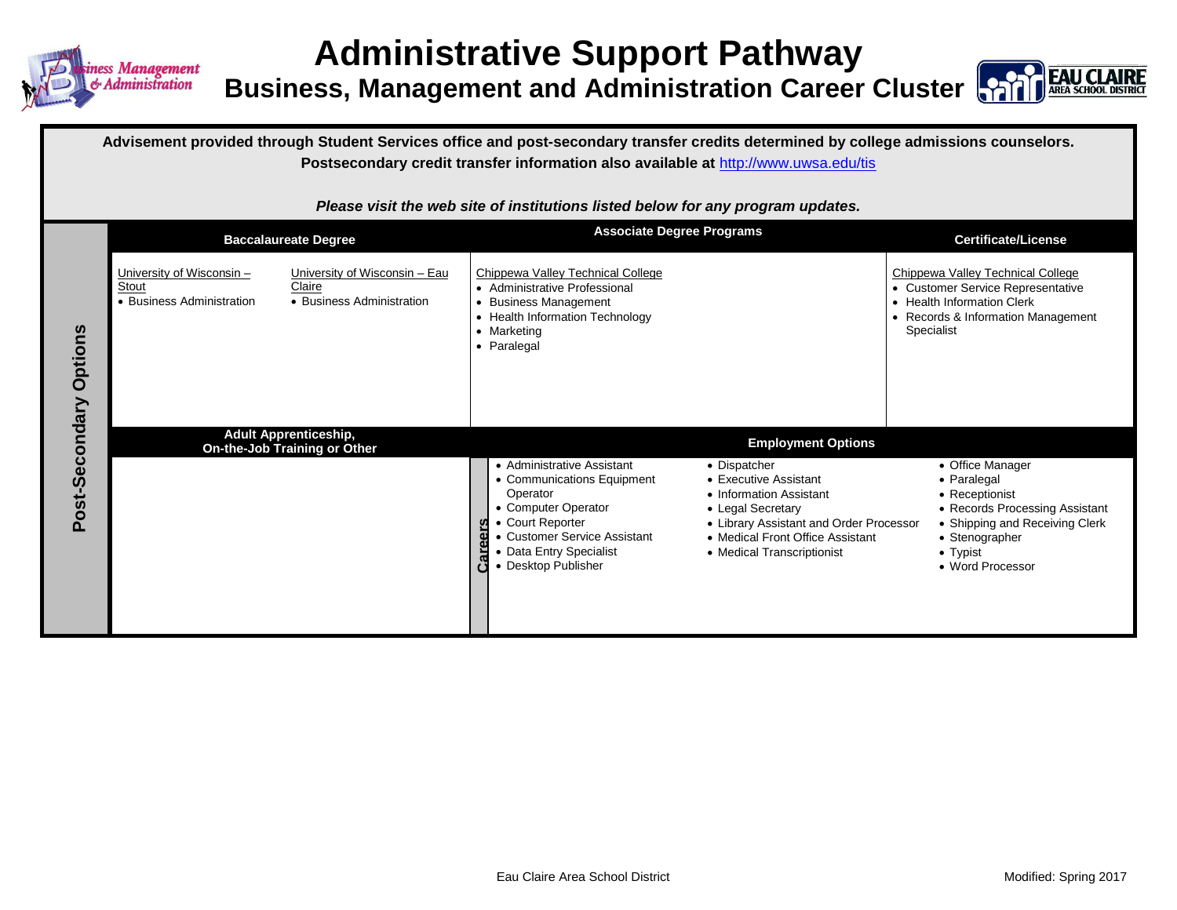# Administrative Support Pathway

## Business, Management and Administration Career Cluster

**Advisement provided through Student Services office and post-secondary transfer credits determined by college admissions counselors.**
**Postsecondary credit transfer information also available at http://www.uwsa.edu/tis**

***Please visit the web site of institutions listed below for any program updates.***

## Post-Secondary Options

### Baccalaureate Degree

University of Wisconsin – Stout
- Business Administration

University of Wisconsin – Eau Claire
- Business Administration

### Associate Degree Programs

Chippewa Valley Technical College
- Administrative Professional
- Business Management
- Health Information Technology
- Marketing
- Paralegal

### Certificate/License

Chippewa Valley Technical College
- Customer Service Representative
- Health Information Clerk
- Records & Information Management Specialist

### Adult Apprenticeship, On-the-Job Training or Other

### Employment Options

**Careers**

- Administrative Assistant
- Communications Equipment Operator
- Computer Operator
- Court Reporter
- Customer Service Assistant
- Data Entry Specialist
- Desktop Publisher
- Dispatcher
- Executive Assistant
- Information Assistant
- Legal Secretary
- Library Assistant and Order Processor
- Medical Front Office Assistant
- Medical Transcriptionist
- Office Manager
- Paralegal
- Receptionist
- Records Processing Assistant
- Shipping and Receiving Clerk
- Stenographer
- Typist
- Word Processor

Eau Claire Area School District

Modified: Spring 2017